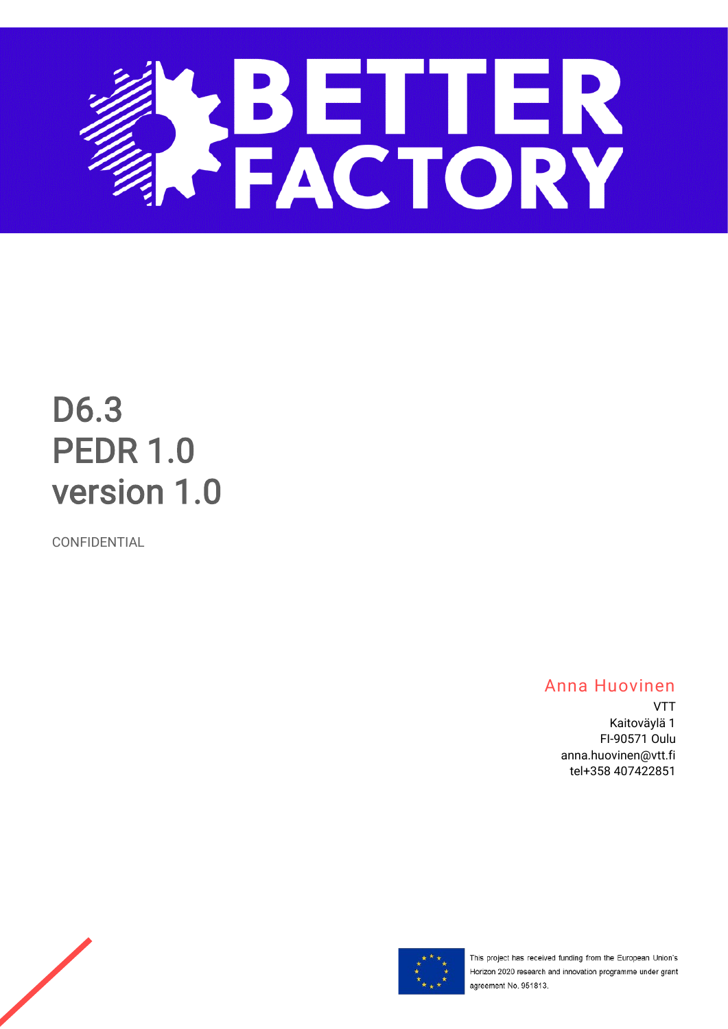# BETTER FACTORY

# D6.3
# PEDR 1.0
# version 1.0

CONFIDENTIAL

Anna Huovinen
VTT
Kaitoväylä 1
FI-90571 Oulu
anna.huovinen@vtt.fi
tel+358 407422851

This project has received funding from the European Union's Horizon 2020 research and innovation programme under grant agreement No. 951813.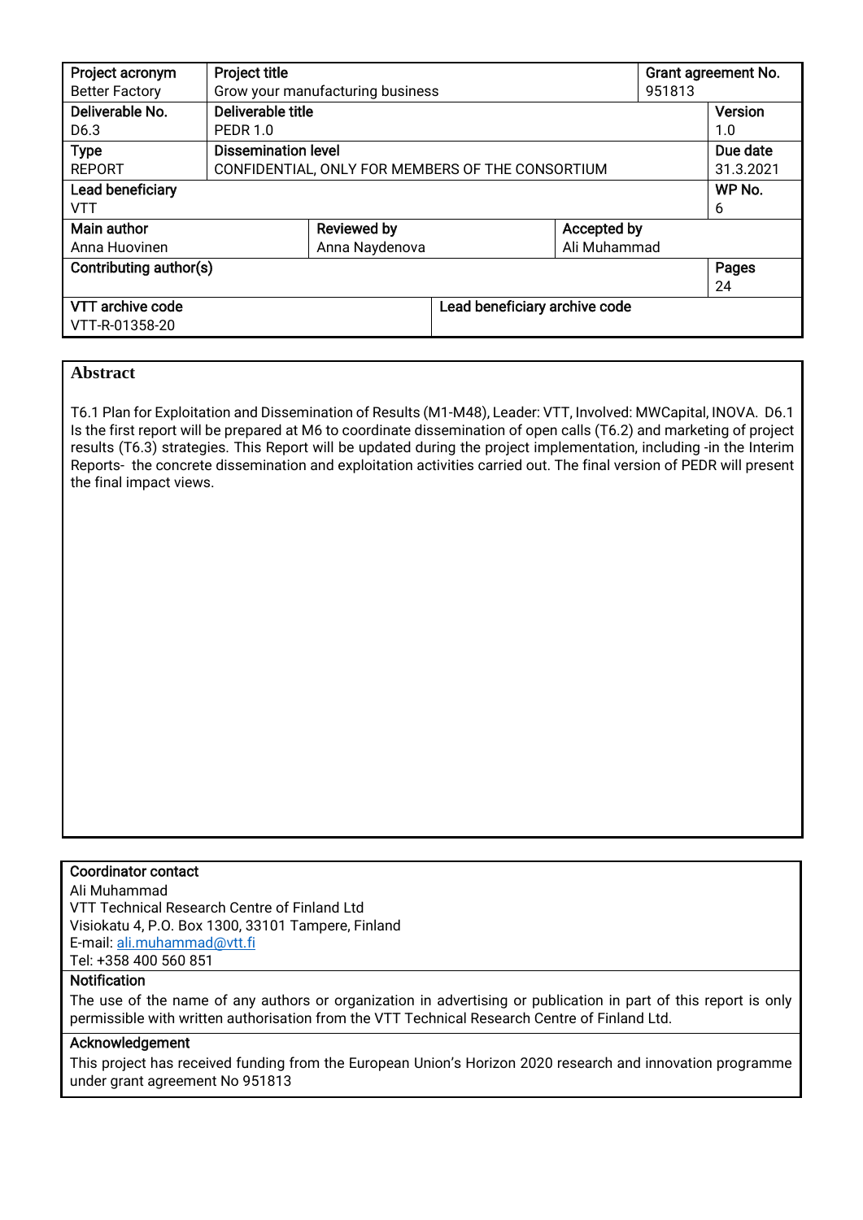| Project acronym | Project title | | | Grant agreement No. | |
|---|---|---|---|---|---|
| Better Factory | Grow your manufacturing business | | | 951813 | |
| **Deliverable No.** | **Deliverable title** | | | | **Version** |
| D6.3 | PEDR 1.0 | | | | 1.0 |
| **Type** | **Dissemination level** | | | | **Due date** |
| REPORT | CONFIDENTIAL, ONLY FOR MEMBERS OF THE CONSORTIUM | | | | 31.3.2021 |
| **Lead beneficiary** | | | | | **WP No.** |
| VTT | | | | | 6 |
| **Main author** | | **Reviewed by** | **Accepted by** | | |
| Anna Huovinen | | Anna Naydenova | Ali Muhammad | | |
| **Contributing author(s)** | | | | | **Pages** |
| | | | | | 24 |
| **VTT archive code** | | **Lead beneficiary archive code** | | | |
| VTT-R-01358-20 | | | | | |

## Abstract

T6.1 Plan for Exploitation and Dissemination of Results (M1-M48), Leader: VTT, Involved: MWCapital, INOVA. D6.1 Is the first report will be prepared at M6 to coordinate dissemination of open calls (T6.2) and marketing of project results (T6.3) strategies. This Report will be updated during the project implementation, including -in the Interim Reports- the concrete dissemination and exploitation activities carried out. The final version of PEDR will present the final impact views.

**Coordinator contact**
Ali Muhammad
VTT Technical Research Centre of Finland Ltd
Visiokatu 4, P.O. Box 1300, 33101 Tampere, Finland
E-mail: ali.muhammad@vtt.fi
Tel: +358 400 560 851

**Notification**
The use of the name of any authors or organization in advertising or publication in part of this report is only permissible with written authorisation from the VTT Technical Research Centre of Finland Ltd.

**Acknowledgement**
This project has received funding from the European Union's Horizon 2020 research and innovation programme under grant agreement No 951813